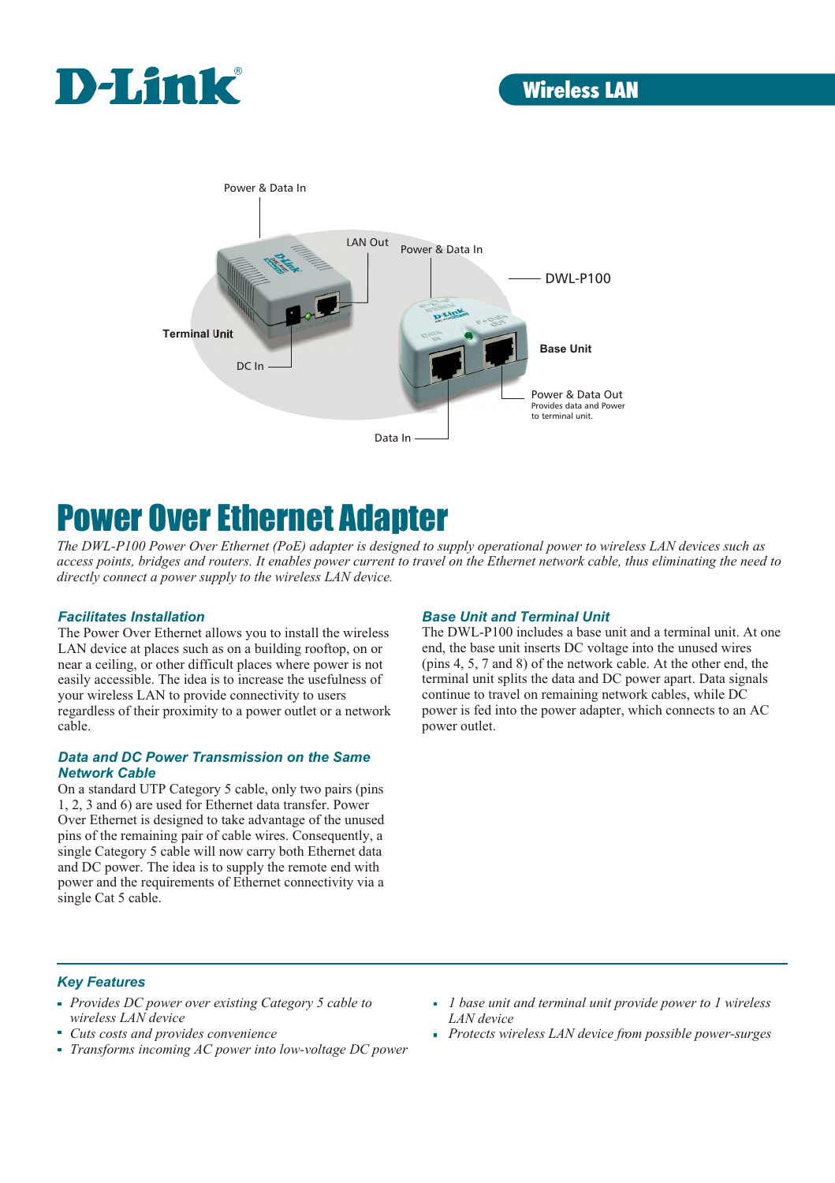D-Link

Wireless LAN

Power & Data In

LAN Out

Power & Data In

DWL-P100

Terminal Unit

DC In

Base Unit

Power & Data Out
Provides data and Power to terminal unit.

Data In

# Power Over Ethernet Adapter

*The DWL-P100 Power Over Ethernet (PoE) adapter is designed to supply operational power to wireless LAN devices such as access points, bridges and routers. It enables power current to travel on the Ethernet network cable, thus eliminating the need to directly connect a power supply to the wireless LAN device.*

### Facilitates Installation

The Power Over Ethernet allows you to install the wireless LAN device at places such as on a building rooftop, on or near a ceiling, or other difficult places where power is not easily accessible. The idea is to increase the usefulness of your wireless LAN to provide connectivity to users regardless of their proximity to a power outlet or a network cable.

### Data and DC Power Transmission on the Same Network Cable

On a standard UTP Category 5 cable, only two pairs (pins 1, 2, 3 and 6) are used for Ethernet data transfer. Power Over Ethernet is designed to take advantage of the unused pins of the remaining pair of cable wires. Consequently, a single Category 5 cable will now carry both Ethernet data and DC power. The idea is to supply the remote end with power and the requirements of Ethernet connectivity via a single Cat 5 cable.

### Base Unit and Terminal Unit

The DWL-P100 includes a base unit and a terminal unit. At one end, the base unit inserts DC voltage into the unused wires (pins 4, 5, 7 and 8) of the network cable. At the other end, the terminal unit splits the data and DC power apart. Data signals continue to travel on remaining network cables, while DC power is fed into the power adapter, which connects to an AC power outlet.

### Key Features

- *Provides DC power over existing Category 5 cable to wireless LAN device*
- *Cuts costs and provides convenience*
- *Transforms incoming AC power into low-voltage DC power*
- *1 base unit and terminal unit provide power to 1 wireless LAN device*
- *Protects wireless LAN device from possible power-surges*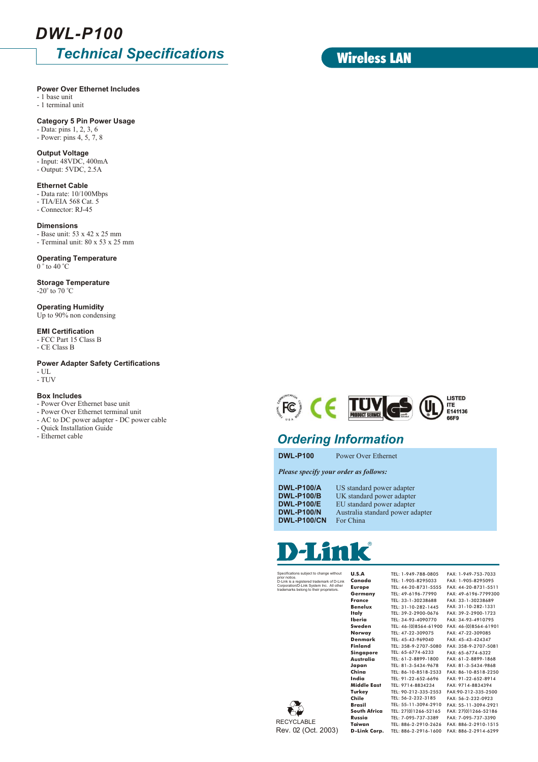# DWL-P100

## Technical Specifications

Wireless LAN

### Power Over Ethernet Includes
- 1 base unit
- 1 terminal unit

### Category 5 Pin Power Usage
- Data: pins 1, 2, 3, 6
- Power: pins 4, 5, 7, 8

### Output Voltage
- Input: 48VDC, 400mA
- Output: 5VDC, 2.5A

### Ethernet Cable
- Data rate: 10/100Mbps
- TIA/EIA 568 Cat. 5
- Connector: RJ-45

### Dimensions
- Base unit: 53 x 42 x 25 mm
- Terminal unit: 80 x 53 x 25 mm

### Operating Temperature
0 °to 40 °C

### Storage Temperature
-20° to 70 °C

### Operating Humidity
Up to 90% non condensing

### EMI Certification
- FCC Part 15 Class B
- CE Class B

### Power Adapter Safety Certifications
- UL
- TUV

### Box Includes
- Power Over Ethernet base unit
- Power Over Ethernet terminal unit
- AC to DC power adapter - DC power cable
- Quick Installation Guide
- Ethernet cable

LISTED
ITE
E141136
66F9

## Ordering Information

**DWL-P100** Power Over Ethernet

***Please specify your order as follows:***

| | |
|---|---|
| **DWL-P100/A** | US standard power adapter |
| **DWL-P100/B** | UK standard power adapter |
| **DWL-P100/E** | EU standard power adapter |
| **DWL-P100/N** | Australia standard power adapter |
| **DWL-P100/CN** | For China |

D-Link®

Specifications subject to change without prior notice.
D-Link is a registered trademark of D-Link Corporation/D-Link System Inc. All other trademarks belong to their proprietors.

| | | |
|---|---|---|
| **U.S.A** | TEL: 1-949-788-0805 | FAX: 1-949-753-7033 |
| **Canada** | TEL: 1-905-8295033 | FAX: 1-905-8295095 |
| **Europe** | TEL: 44-20-8731-5555 | FAX: 44-20-8731-5511 |
| **Germany** | TEL: 49-6196-77990 | FAX: 49-6196-7799300 |
| **France** | TEL: 33-1-30238688 | FAX: 33-1-30238689 |
| **Benelux** | TEL: 31-10-282-1445 | FAX: 31-10-282-1331 |
| **Italy** | TEL: 39-2-2900-0676 | FAX: 39-2-2900-1723 |
| **Iberia** | TEL: 34-93-4090770 | FAX: 34-93-4910795 |
| **Sweden** | TEL: 46-(0)8564-61900 | FAX: 46-(0)8564-61901 |
| **Norway** | TEL: 47-22-309075 | FAX: 47-22-309085 |
| **Denmark** | TEL: 45-43-969040 | FAX: 45-43-424347 |
| **Finland** | TEL: 358-9-2707-5080 | FAX: 358-9-2707-5081 |
| **Singapore** | TEL: 65-6774-6233 | FAX: 65-6774-6322 |
| **Australia** | TEL: 61-2-8899-1800 | FAX: 61-2-8899-1868 |
| **Japan** | TEL: 81-3-5434-9678 | FAX: 81-3-5434-9868 |
| **China** | TEL: 86-10-8518-2533 | FAX: 86-10-8518-2250 |
| **India** | TEL: 91-22-652-6696 | FAX: 91-22-652-8914 |
| **Middle East** | TEL: 9714-8834234 | FAX: 9714-8834394 |
| **Turkey** | TEL: 90-212-335-2553 | FAX:90-212-335-2500 |
| **Chile** | TEL: 56-2-232-3185 | FAX: 56-2-232-0923 |
| **Brasil** | TEL: 55-11-3094-2910 | FAX: 55-11-3094-2921 |
| **South Africa** | TEL: 27(0)1266-52165 | FAX: 27(0)1266-52186 |
| **Russia** | TEL: 7-095-737-3389 | FAX: 7-095-737-3390 |
| **Taiwan** | TEL: 886-2-2910-2626 | FAX: 886-2-2910-1515 |
| **D-Link Corp.** | TEL: 886-2-2916-1600 | FAX: 886-2-2914-6299 |

RECYCLABLE
Rev. 02 (Oct. 2003)